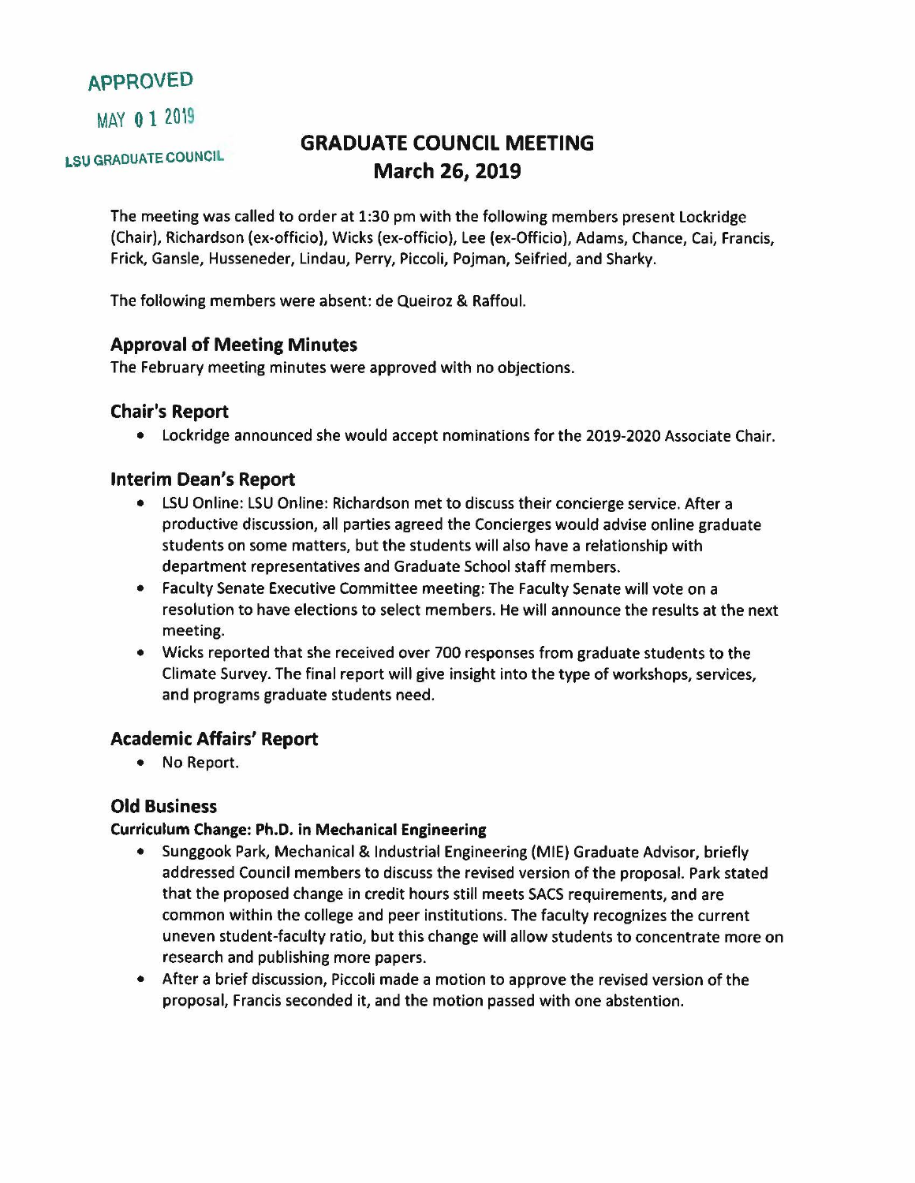APPROVED

MAY 01 2019

LSU GRADUATE COUNCIL

# GRADUATE COUNCIL MEETING
# March 26, 2019

The meeting was called to order at 1:30 pm with the following members present Lockridge (Chair), Richardson (ex-officio), Wicks (ex-officio), Lee (ex-Officio), Adams, Chance, Cai, Francis, Frick, Gansle, Husseneder, Lindau, Perry, Piccoli, Pojman, Seifried, and Sharky.

The following members were absent: de Queiroz & Raffoul.

## Approval of Meeting Minutes

The February meeting minutes were approved with no objections.

## Chair's Report

- Lockridge announced she would accept nominations for the 2019-2020 Associate Chair.

## Interim Dean's Report

- LSU Online: LSU Online: Richardson met to discuss their concierge service. After a productive discussion, all parties agreed the Concierges would advise online graduate students on some matters, but the students will also have a relationship with department representatives and Graduate School staff members.
- Faculty Senate Executive Committee meeting: The Faculty Senate will vote on a resolution to have elections to select members. He will announce the results at the next meeting.
- Wicks reported that she received over 700 responses from graduate students to the Climate Survey. The final report will give insight into the type of workshops, services, and programs graduate students need.

## Academic Affairs' Report

- No Report.

## Old Business

### Curriculum Change: Ph.D. in Mechanical Engineering

- Sunggook Park, Mechanical & Industrial Engineering (MIE) Graduate Advisor, briefly addressed Council members to discuss the revised version of the proposal. Park stated that the proposed change in credit hours still meets SACS requirements, and are common within the college and peer institutions. The faculty recognizes the current uneven student-faculty ratio, but this change will allow students to concentrate more on research and publishing more papers.
- After a brief discussion, Piccoli made a motion to approve the revised version of the proposal, Francis seconded it, and the motion passed with one abstention.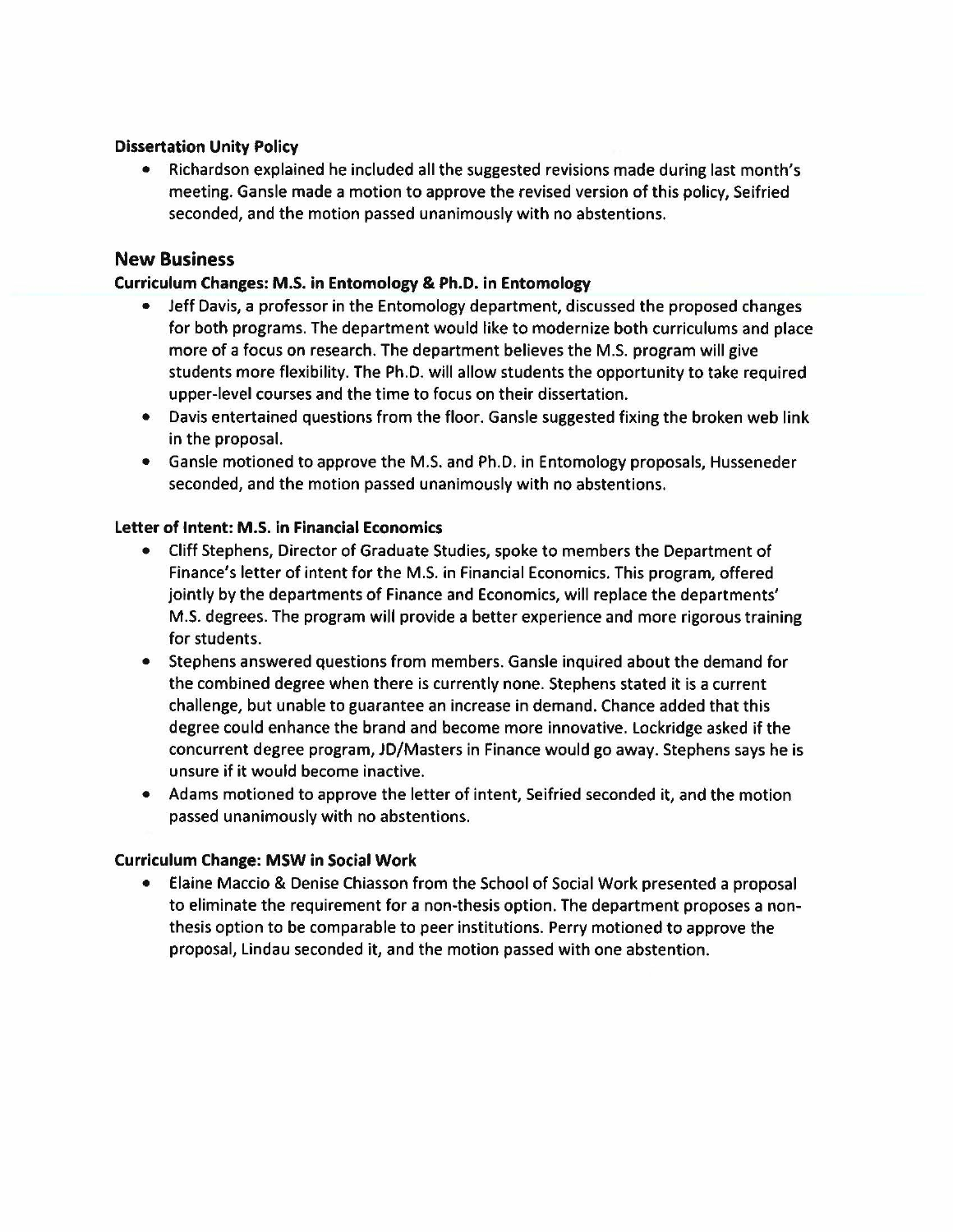### Dissertation Unity Policy

- Richardson explained he included all the suggested revisions made during last month's meeting. Gansle made a motion to approve the revised version of this policy, Seifried seconded, and the motion passed unanimously with no abstentions.

## New Business

### Curriculum Changes: M.S. in Entomology & Ph.D. in Entomology

- Jeff Davis, a professor in the Entomology department, discussed the proposed changes for both programs. The department would like to modernize both curriculums and place more of a focus on research. The department believes the M.S. program will give students more flexibility. The Ph.D. will allow students the opportunity to take required upper-level courses and the time to focus on their dissertation.
- Davis entertained questions from the floor. Gansle suggested fixing the broken web link in the proposal.
- Gansle motioned to approve the M.S. and Ph.D. in Entomology proposals, Husseneder seconded, and the motion passed unanimously with no abstentions.

### Letter of Intent: M.S. in Financial Economics

- Cliff Stephens, Director of Graduate Studies, spoke to members the Department of Finance's letter of intent for the M.S. in Financial Economics. This program, offered jointly by the departments of Finance and Economics, will replace the departments' M.S. degrees. The program will provide a better experience and more rigorous training for students.
- Stephens answered questions from members. Gansle inquired about the demand for the combined degree when there is currently none. Stephens stated it is a current challenge, but unable to guarantee an increase in demand. Chance added that this degree could enhance the brand and become more innovative. Lockridge asked if the concurrent degree program, JD/Masters in Finance would go away. Stephens says he is unsure if it would become inactive.
- Adams motioned to approve the letter of intent, Seifried seconded it, and the motion passed unanimously with no abstentions.

### Curriculum Change: MSW in Social Work

- Elaine Maccio & Denise Chiasson from the School of Social Work presented a proposal to eliminate the requirement for a non-thesis option. The department proposes a non-thesis option to be comparable to peer institutions. Perry motioned to approve the proposal, Lindau seconded it, and the motion passed with one abstention.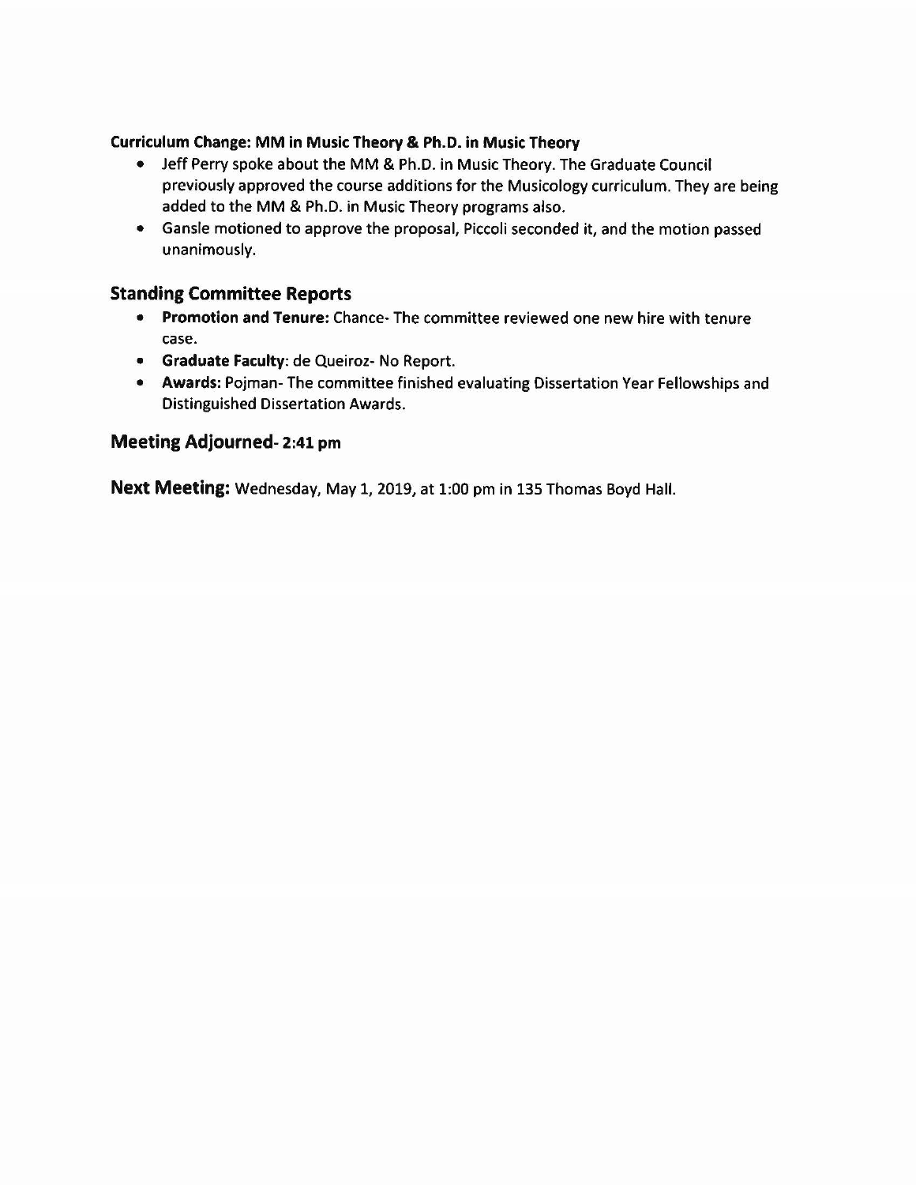**Curriculum Change: MM in Music Theory & Ph.D. in Music Theory**

- Jeff Perry spoke about the MM & Ph.D. in Music Theory. The Graduate Council previously approved the course additions for the Musicology curriculum. They are being added to the MM & Ph.D. in Music Theory programs also.
- Gansle motioned to approve the proposal, Piccoli seconded it, and the motion passed unanimously.

## Standing Committee Reports

- **Promotion and Tenure:** Chance- The committee reviewed one new hire with tenure case.
- **Graduate Faculty**: de Queiroz- No Report.
- **Awards:** Pojman- The committee finished evaluating Dissertation Year Fellowships and Distinguished Dissertation Awards.

## Meeting Adjourned- 2:41 pm

**Next Meeting:** Wednesday, May 1, 2019, at 1:00 pm in 135 Thomas Boyd Hall.